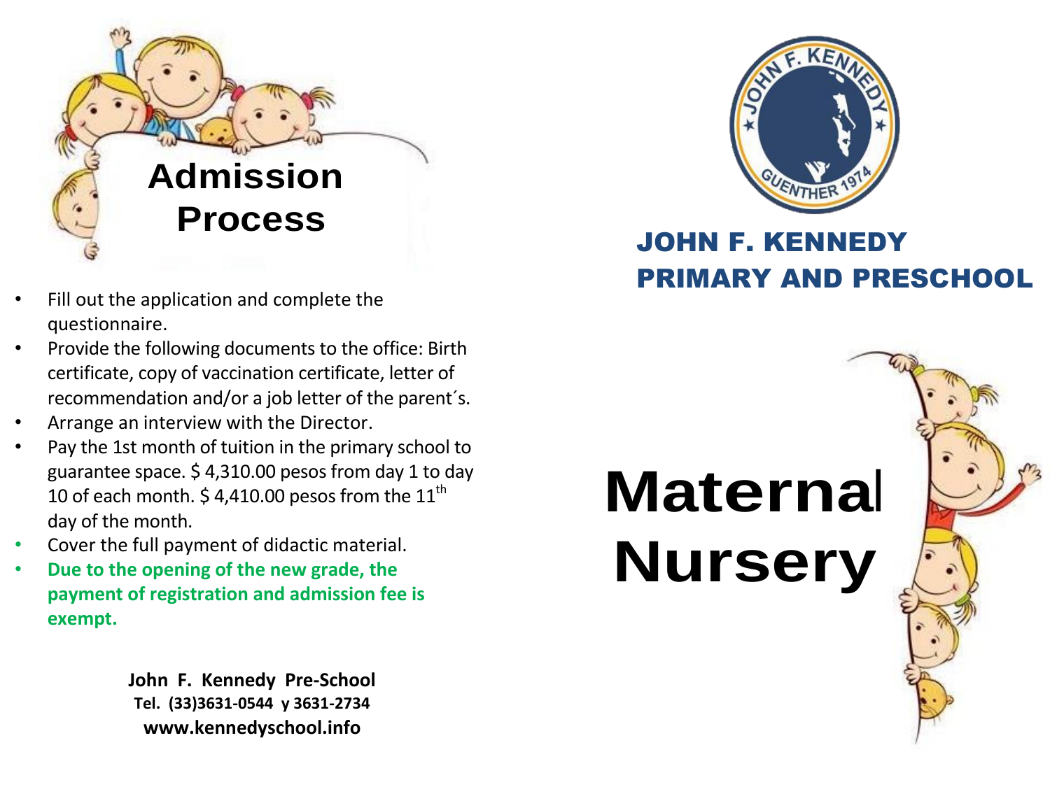# Admission Process

- Fill out the application and complete the questionnaire.
- Provide the following documents to the office: Birth certificate, copy of vaccination certificate, letter of recommendation and/or a job letter of the parent´s.
- Arrange an interview with the Director.
- Pay the 1st month of tuition in the primary school to guarantee space. $ 4,310.00 pesos from day 1 to day 10 of each month. $ 4,410.00 pesos from the 11th day of the month.
- Cover the full payment of didactic material.
- **Due to the opening of the new grade, the payment of registration and admission fee is exempt.**

**John F. Kennedy Pre-School**
**Tel. (33)3631-0544 y 3631-2734**
**www.kennedyschool.info**

JOHN F. KENNEDY GUENTHER 1974

## JOHN F. KENNEDY PRIMARY AND PRESCHOOL

# Maternal Nursery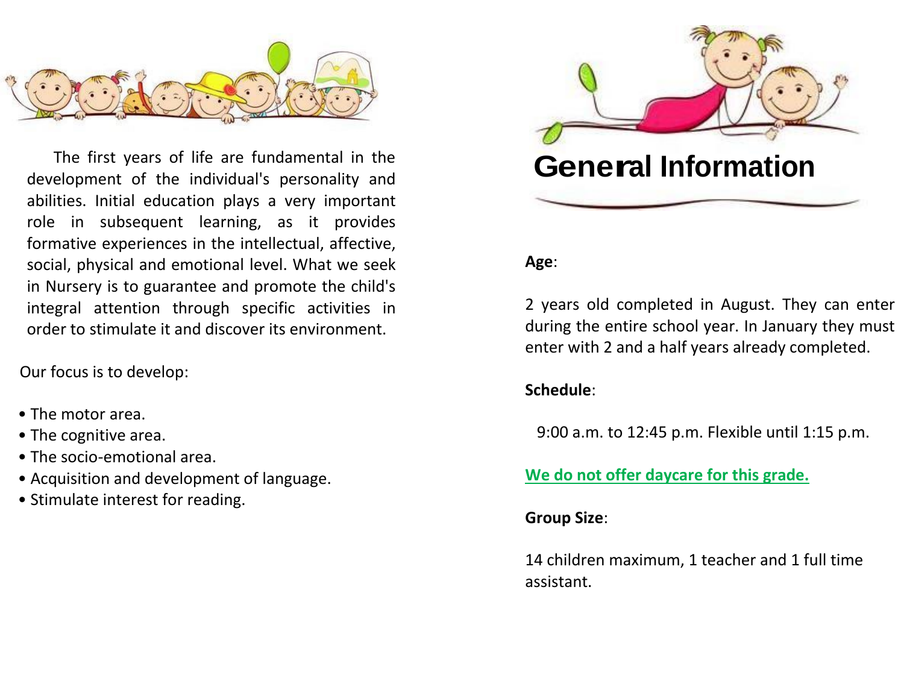The first years of life are fundamental in the development of the individual's personality and abilities. Initial education plays a very important role in subsequent learning, as it provides formative experiences in the intellectual, affective, social, physical and emotional level. What we seek in Nursery is to guarantee and promote the child's integral attention through specific activities in order to stimulate it and discover its environment.

Our focus is to develop:

- The motor area.
- The cognitive area.
- The socio-emotional area.
- Acquisition and development of language.
- Stimulate interest for reading.

# General Information

**Age**:

2 years old completed in August. They can enter during the entire school year. In January they must enter with 2 and a half years already completed.

**Schedule**:

9:00 a.m. to 12:45 p.m. Flexible until 1:15 p.m.

**We do not offer daycare for this grade.**

**Group Size**:

14 children maximum, 1 teacher and 1 full time assistant.